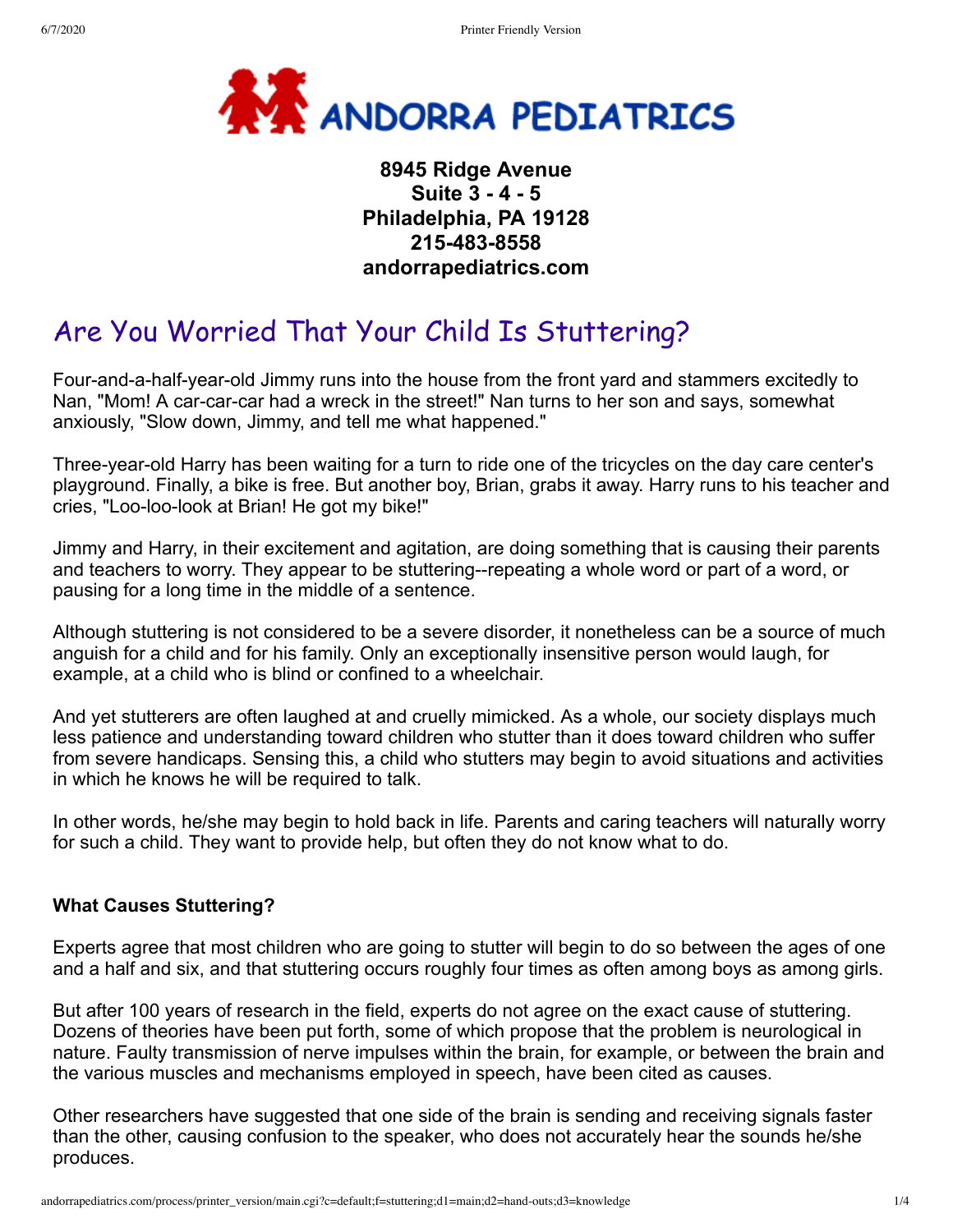**ANDORRA PEDIATRICS**

**8945 Ridge Avenue**
**Suite 3 - 4 - 5**
**Philadelphia, PA 19128**
**215-483-8558**
**andorrapediatrics.com**

# Are You Worried That Your Child Is Stuttering?

Four-and-a-half-year-old Jimmy runs into the house from the front yard and stammers excitedly to Nan, "Mom! A car-car-car had a wreck in the street!" Nan turns to her son and says, somewhat anxiously, "Slow down, Jimmy, and tell me what happened."

Three-year-old Harry has been waiting for a turn to ride one of the tricycles on the day care center's playground. Finally, a bike is free. But another boy, Brian, grabs it away. Harry runs to his teacher and cries, "Loo-loo-look at Brian! He got my bike!"

Jimmy and Harry, in their excitement and agitation, are doing something that is causing their parents and teachers to worry. They appear to be stuttering--repeating a whole word or part of a word, or pausing for a long time in the middle of a sentence.

Although stuttering is not considered to be a severe disorder, it nonetheless can be a source of much anguish for a child and for his family. Only an exceptionally insensitive person would laugh, for example, at a child who is blind or confined to a wheelchair.

And yet stutterers are often laughed at and cruelly mimicked. As a whole, our society displays much less patience and understanding toward children who stutter than it does toward children who suffer from severe handicaps. Sensing this, a child who stutters may begin to avoid situations and activities in which he knows he will be required to talk.

In other words, he/she may begin to hold back in life. Parents and caring teachers will naturally worry for such a child. They want to provide help, but often they do not know what to do.

**What Causes Stuttering?**

Experts agree that most children who are going to stutter will begin to do so between the ages of one and a half and six, and that stuttering occurs roughly four times as often among boys as among girls.

But after 100 years of research in the field, experts do not agree on the exact cause of stuttering. Dozens of theories have been put forth, some of which propose that the problem is neurological in nature. Faulty transmission of nerve impulses within the brain, for example, or between the brain and the various muscles and mechanisms employed in speech, have been cited as causes.

Other researchers have suggested that one side of the brain is sending and receiving signals faster than the other, causing confusion to the speaker, who does not accurately hear the sounds he/she produces.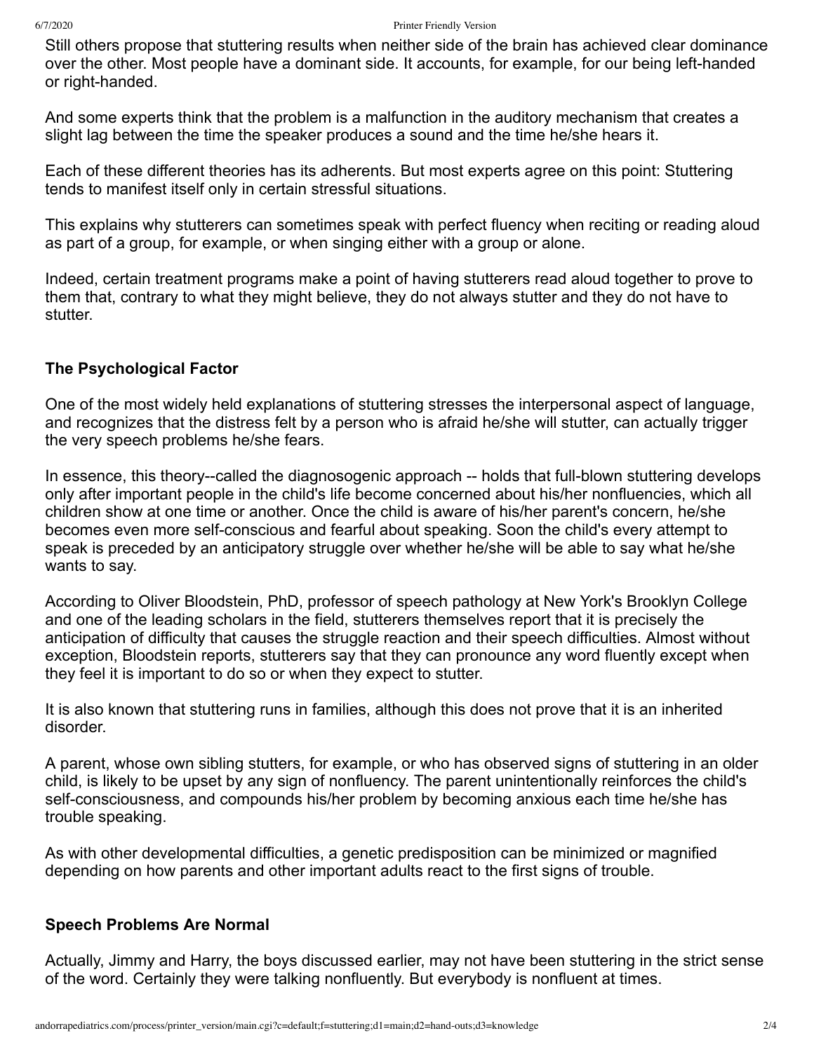Still others propose that stuttering results when neither side of the brain has achieved clear dominance over the other. Most people have a dominant side. It accounts, for example, for our being left-handed or right-handed.

And some experts think that the problem is a malfunction in the auditory mechanism that creates a slight lag between the time the speaker produces a sound and the time he/she hears it.

Each of these different theories has its adherents. But most experts agree on this point: Stuttering tends to manifest itself only in certain stressful situations.

This explains why stutterers can sometimes speak with perfect fluency when reciting or reading aloud as part of a group, for example, or when singing either with a group or alone.

Indeed, certain treatment programs make a point of having stutterers read aloud together to prove to them that, contrary to what they might believe, they do not always stutter and they do not have to stutter.

### The Psychological Factor

One of the most widely held explanations of stuttering stresses the interpersonal aspect of language, and recognizes that the distress felt by a person who is afraid he/she will stutter, can actually trigger the very speech problems he/she fears.

In essence, this theory--called the diagnosogenic approach -- holds that full-blown stuttering develops only after important people in the child's life become concerned about his/her nonfluencies, which all children show at one time or another. Once the child is aware of his/her parent's concern, he/she becomes even more self-conscious and fearful about speaking. Soon the child's every attempt to speak is preceded by an anticipatory struggle over whether he/she will be able to say what he/she wants to say.

According to Oliver Bloodstein, PhD, professor of speech pathology at New York's Brooklyn College and one of the leading scholars in the field, stutterers themselves report that it is precisely the anticipation of difficulty that causes the struggle reaction and their speech difficulties. Almost without exception, Bloodstein reports, stutterers say that they can pronounce any word fluently except when they feel it is important to do so or when they expect to stutter.

It is also known that stuttering runs in families, although this does not prove that it is an inherited disorder.

A parent, whose own sibling stutters, for example, or who has observed signs of stuttering in an older child, is likely to be upset by any sign of nonfluency. The parent unintentionally reinforces the child's self-consciousness, and compounds his/her problem by becoming anxious each time he/she has trouble speaking.

As with other developmental difficulties, a genetic predisposition can be minimized or magnified depending on how parents and other important adults react to the first signs of trouble.

### Speech Problems Are Normal

Actually, Jimmy and Harry, the boys discussed earlier, may not have been stuttering in the strict sense of the word. Certainly they were talking nonfluently. But everybody is nonfluent at times.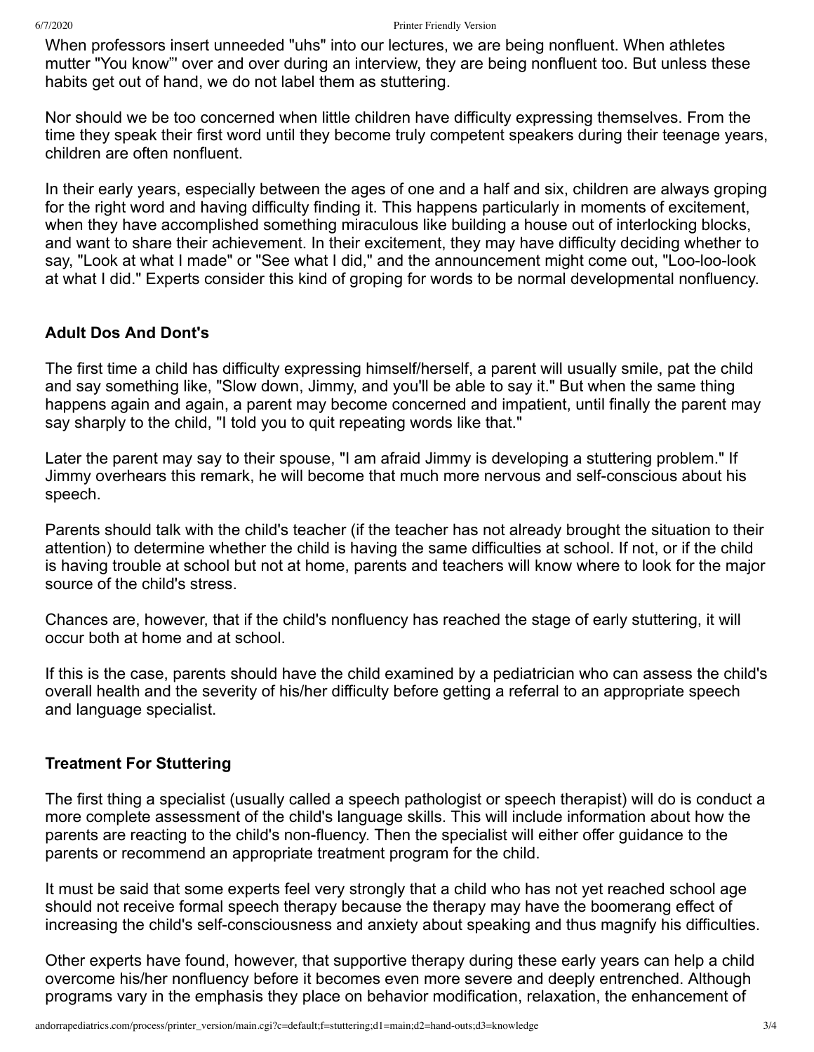When professors insert unneeded "uhs" into our lectures, we are being nonfluent. When athletes mutter "You know"' over and over during an interview, they are being nonfluent too. But unless these habits get out of hand, we do not label them as stuttering.

Nor should we be too concerned when little children have difficulty expressing themselves. From the time they speak their first word until they become truly competent speakers during their teenage years, children are often nonfluent.

In their early years, especially between the ages of one and a half and six, children are always groping for the right word and having difficulty finding it. This happens particularly in moments of excitement, when they have accomplished something miraculous like building a house out of interlocking blocks, and want to share their achievement. In their excitement, they may have difficulty deciding whether to say, "Look at what I made" or "See what I did," and the announcement might come out, "Loo-loo-look at what I did." Experts consider this kind of groping for words to be normal developmental nonfluency.

### Adult Dos And Dont's

The first time a child has difficulty expressing himself/herself, a parent will usually smile, pat the child and say something like, "Slow down, Jimmy, and you'll be able to say it." But when the same thing happens again and again, a parent may become concerned and impatient, until finally the parent may say sharply to the child, "I told you to quit repeating words like that."

Later the parent may say to their spouse, "I am afraid Jimmy is developing a stuttering problem." If Jimmy overhears this remark, he will become that much more nervous and self-conscious about his speech.

Parents should talk with the child's teacher (if the teacher has not already brought the situation to their attention) to determine whether the child is having the same difficulties at school. If not, or if the child is having trouble at school but not at home, parents and teachers will know where to look for the major source of the child's stress.

Chances are, however, that if the child's nonfluency has reached the stage of early stuttering, it will occur both at home and at school.

If this is the case, parents should have the child examined by a pediatrician who can assess the child's overall health and the severity of his/her difficulty before getting a referral to an appropriate speech and language specialist.

### Treatment For Stuttering

The first thing a specialist (usually called a speech pathologist or speech therapist) will do is conduct a more complete assessment of the child's language skills. This will include information about how the parents are reacting to the child's non-fluency. Then the specialist will either offer guidance to the parents or recommend an appropriate treatment program for the child.

It must be said that some experts feel very strongly that a child who has not yet reached school age should not receive formal speech therapy because the therapy may have the boomerang effect of increasing the child's self-consciousness and anxiety about speaking and thus magnify his difficulties.

Other experts have found, however, that supportive therapy during these early years can help a child overcome his/her nonfluency before it becomes even more severe and deeply entrenched. Although programs vary in the emphasis they place on behavior modification, relaxation, the enhancement of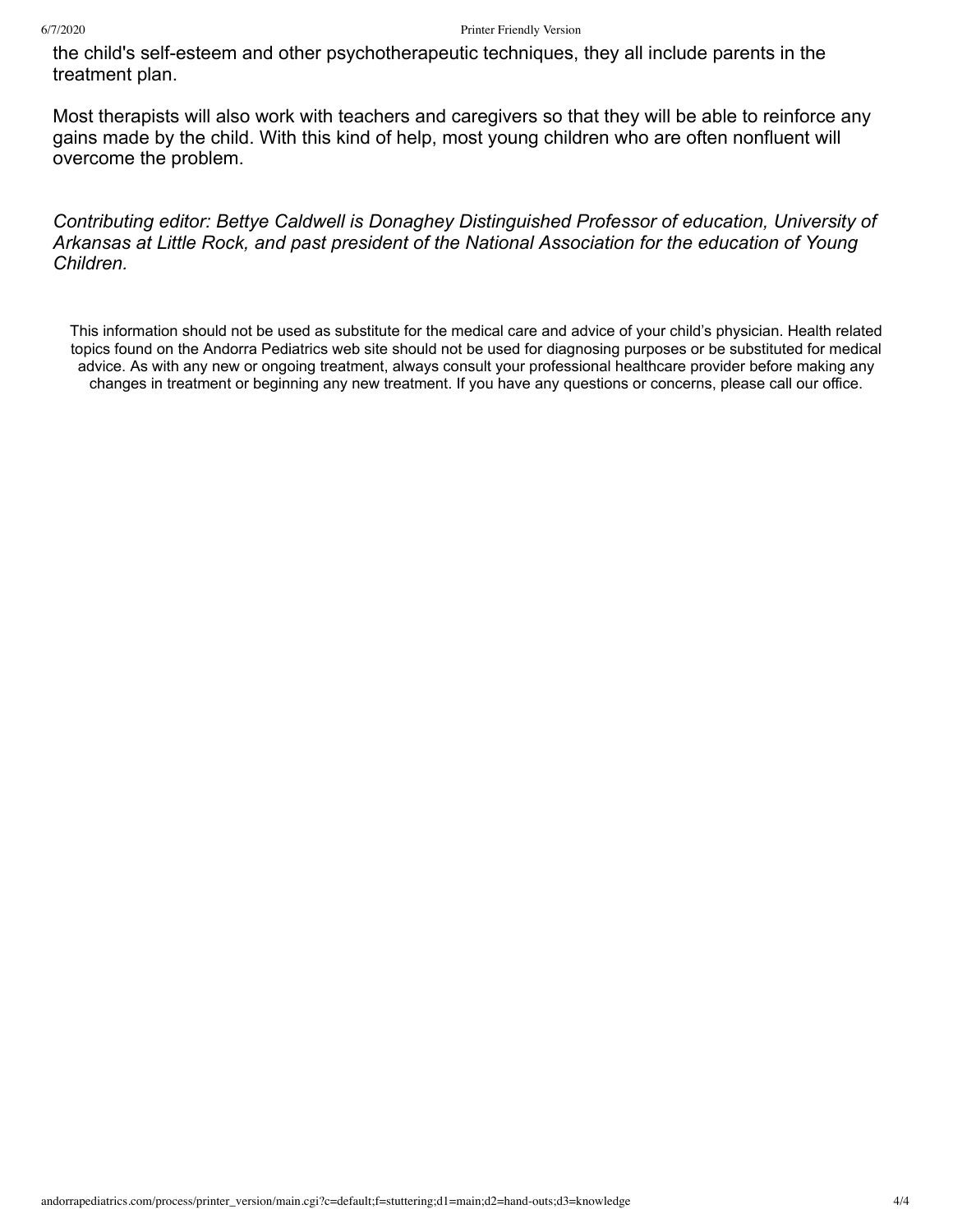the child's self-esteem and other psychotherapeutic techniques, they all include parents in the treatment plan.

Most therapists will also work with teachers and caregivers so that they will be able to reinforce any gains made by the child. With this kind of help, most young children who are often nonfluent will overcome the problem.

*Contributing editor: Bettye Caldwell is Donaghey Distinguished Professor of education, University of Arkansas at Little Rock, and past president of the National Association for the education of Young Children.*

This information should not be used as substitute for the medical care and advice of your child's physician. Health related topics found on the Andorra Pediatrics web site should not be used for diagnosing purposes or be substituted for medical advice. As with any new or ongoing treatment, always consult your professional healthcare provider before making any changes in treatment or beginning any new treatment. If you have any questions or concerns, please call our office.